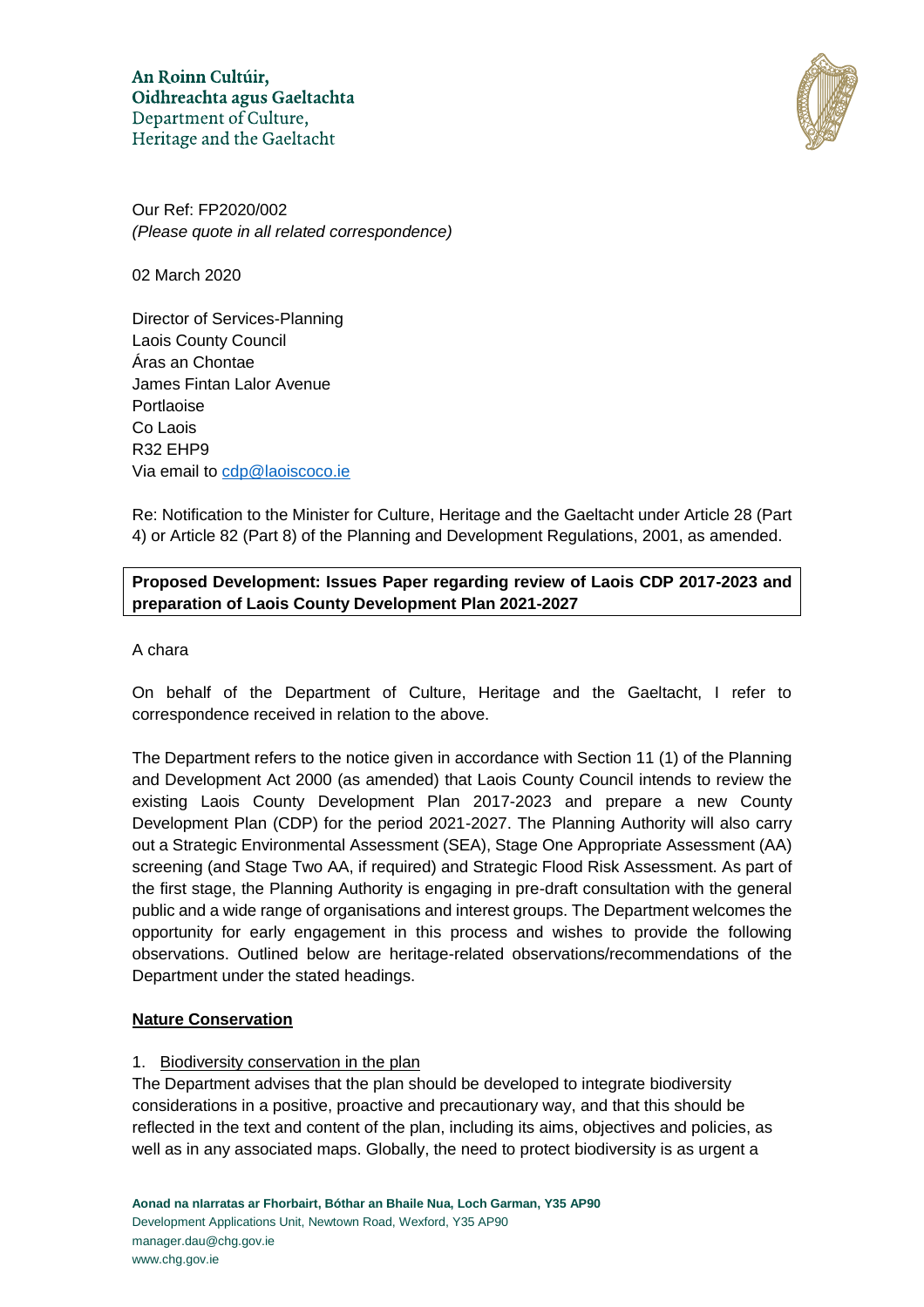An Roinn Cultúir,
Oidhreachta agus Gaeltachta
Department of Culture,
Heritage and the Gaeltacht

Our Ref: FP2020/002
*(Please quote in all related correspondence)*

02 March 2020

Director of Services-Planning
Laois County Council
Áras an Chontae
James Fintan Lalor Avenue
Portlaoise
Co Laois
R32 EHP9
Via email to cdp@laoiscoco.ie

Re: Notification to the Minister for Culture, Heritage and the Gaeltacht under Article 28 (Part 4) or Article 82 (Part 8) of the Planning and Development Regulations, 2001, as amended.

**Proposed Development: Issues Paper regarding review of Laois CDP 2017-2023 and preparation of Laois County Development Plan 2021-2027**

A chara

On behalf of the Department of Culture, Heritage and the Gaeltacht, I refer to correspondence received in relation to the above.

The Department refers to the notice given in accordance with Section 11 (1) of the Planning and Development Act 2000 (as amended) that Laois County Council intends to review the existing Laois County Development Plan 2017-2023 and prepare a new County Development Plan (CDP) for the period 2021-2027. The Planning Authority will also carry out a Strategic Environmental Assessment (SEA), Stage One Appropriate Assessment (AA) screening (and Stage Two AA, if required) and Strategic Flood Risk Assessment. As part of the first stage, the Planning Authority is engaging in pre-draft consultation with the general public and a wide range of organisations and interest groups. The Department welcomes the opportunity for early engagement in this process and wishes to provide the following observations. Outlined below are heritage-related observations/recommendations of the Department under the stated headings.

## Nature Conservation

1. Biodiversity conservation in the plan

The Department advises that the plan should be developed to integrate biodiversity considerations in a positive, proactive and precautionary way, and that this should be reflected in the text and content of the plan, including its aims, objectives and policies, as well as in any associated maps. Globally, the need to protect biodiversity is as urgent a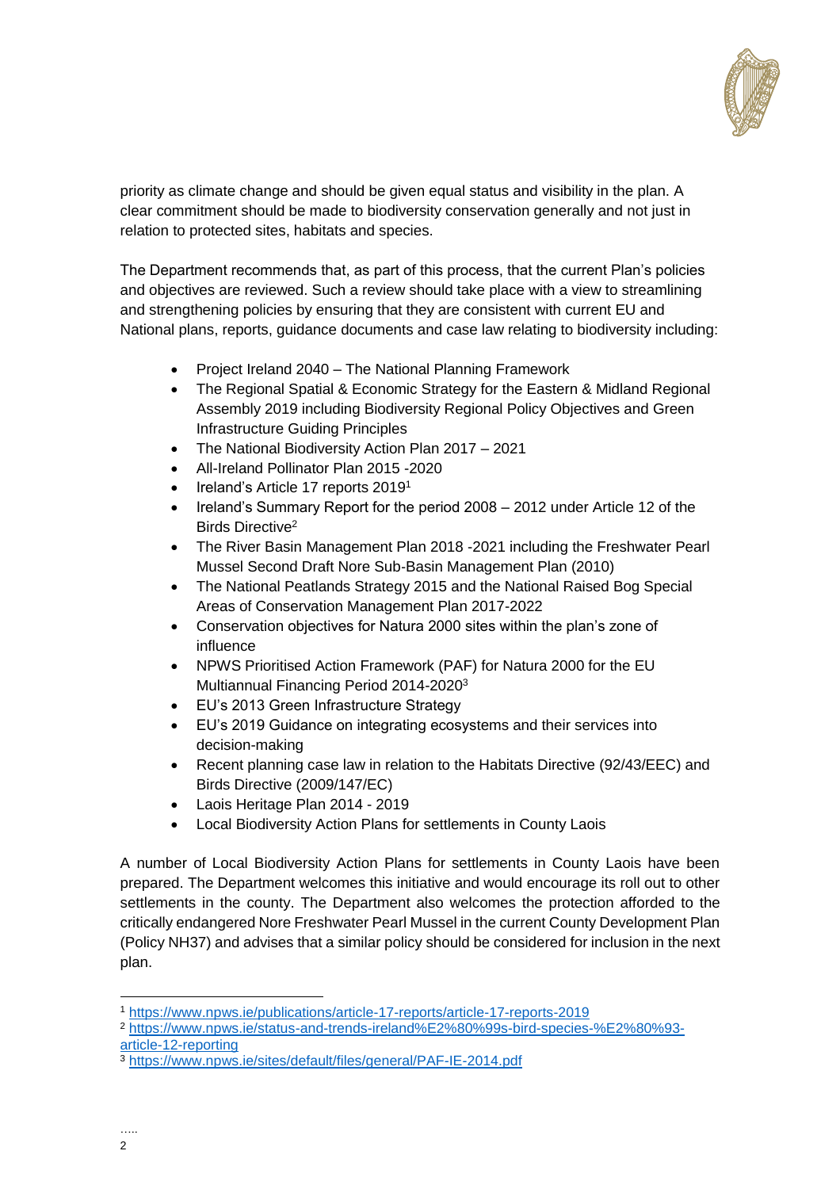priority as climate change and should be given equal status and visibility in the plan. A clear commitment should be made to biodiversity conservation generally and not just in relation to protected sites, habitats and species.

The Department recommends that, as part of this process, that the current Plan's policies and objectives are reviewed. Such a review should take place with a view to streamlining and strengthening policies by ensuring that they are consistent with current EU and National plans, reports, guidance documents and case law relating to biodiversity including:

- Project Ireland 2040 – The National Planning Framework
- The Regional Spatial & Economic Strategy for the Eastern & Midland Regional Assembly 2019 including Biodiversity Regional Policy Objectives and Green Infrastructure Guiding Principles
- The National Biodiversity Action Plan 2017 – 2021
- All-Ireland Pollinator Plan 2015 -2020
- Ireland's Article 17 reports 2019[1]
- Ireland's Summary Report for the period 2008 – 2012 under Article 12 of the Birds Directive[2]
- The River Basin Management Plan 2018 -2021 including the Freshwater Pearl Mussel Second Draft Nore Sub-Basin Management Plan (2010)
- The National Peatlands Strategy 2015 and the National Raised Bog Special Areas of Conservation Management Plan 2017-2022
- Conservation objectives for Natura 2000 sites within the plan's zone of influence
- NPWS Prioritised Action Framework (PAF) for Natura 2000 for the EU Multiannual Financing Period 2014-2020[3]
- EU's 2013 Green Infrastructure Strategy
- EU's 2019 Guidance on integrating ecosystems and their services into decision-making
- Recent planning case law in relation to the Habitats Directive (92/43/EEC) and Birds Directive (2009/147/EC)
- Laois Heritage Plan 2014 - 2019
- Local Biodiversity Action Plans for settlements in County Laois

A number of Local Biodiversity Action Plans for settlements in County Laois have been prepared. The Department welcomes this initiative and would encourage its roll out to other settlements in the county. The Department also welcomes the protection afforded to the critically endangered Nore Freshwater Pearl Mussel in the current County Development Plan (Policy NH37) and advises that a similar policy should be considered for inclusion in the next plan.

---

[1] https://www.npws.ie/publications/article-17-reports/article-17-reports-2019

[2] https://www.npws.ie/status-and-trends-ireland%E2%80%99s-bird-species-%E2%80%93-article-12-reporting

[3] https://www.npws.ie/sites/default/files/general/PAF-IE-2014.pdf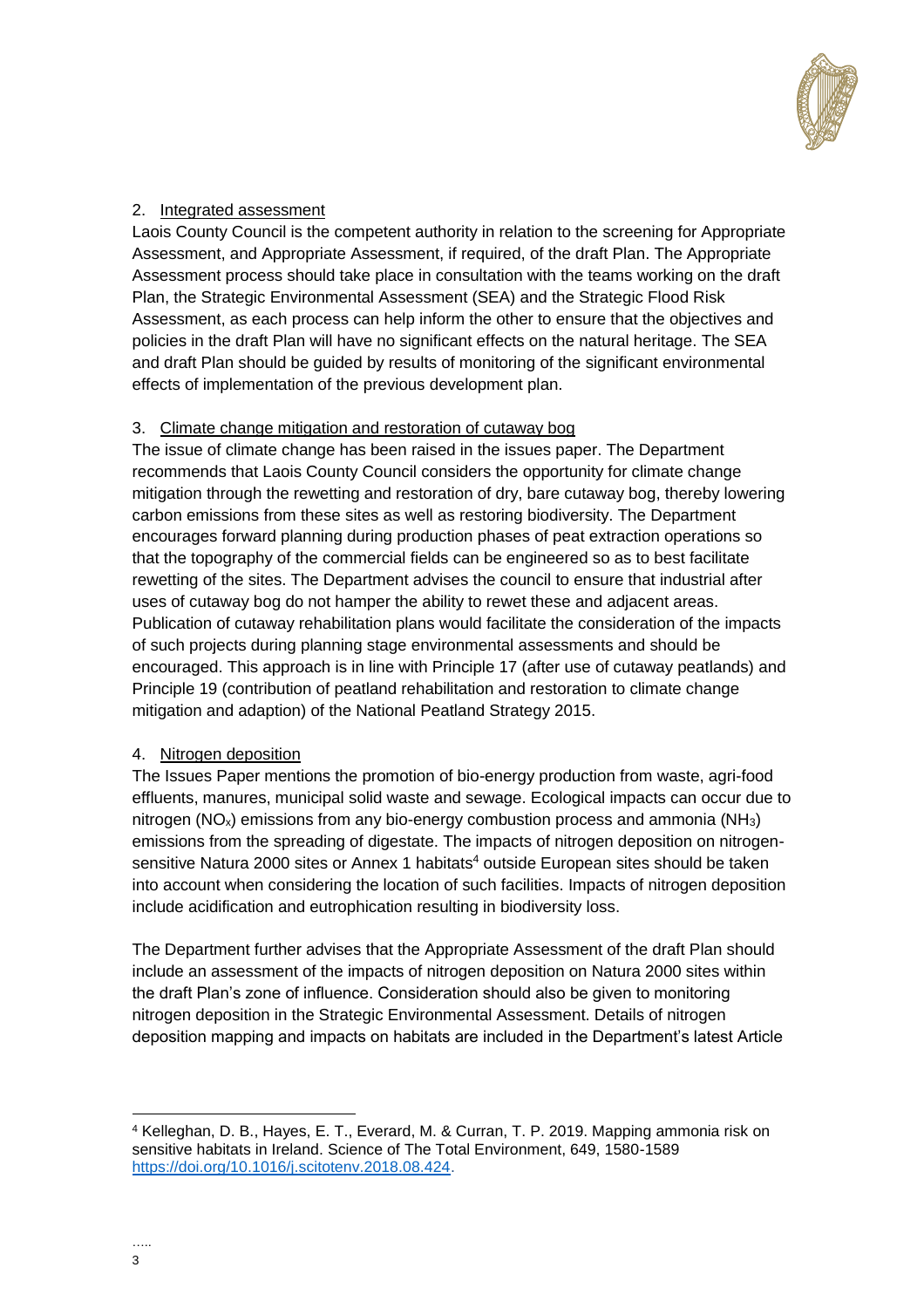2. <u>Integrated assessment</u>

Laois County Council is the competent authority in relation to the screening for Appropriate Assessment, and Appropriate Assessment, if required, of the draft Plan. The Appropriate Assessment process should take place in consultation with the teams working on the draft Plan, the Strategic Environmental Assessment (SEA) and the Strategic Flood Risk Assessment, as each process can help inform the other to ensure that the objectives and policies in the draft Plan will have no significant effects on the natural heritage. The SEA and draft Plan should be guided by results of monitoring of the significant environmental effects of implementation of the previous development plan.

3. <u>Climate change mitigation and restoration of cutaway bog</u>

The issue of climate change has been raised in the issues paper. The Department recommends that Laois County Council considers the opportunity for climate change mitigation through the rewetting and restoration of dry, bare cutaway bog, thereby lowering carbon emissions from these sites as well as restoring biodiversity. The Department encourages forward planning during production phases of peat extraction operations so that the topography of the commercial fields can be engineered so as to best facilitate rewetting of the sites. The Department advises the council to ensure that industrial after uses of cutaway bog do not hamper the ability to rewet these and adjacent areas. Publication of cutaway rehabilitation plans would facilitate the consideration of the impacts of such projects during planning stage environmental assessments and should be encouraged. This approach is in line with Principle 17 (after use of cutaway peatlands) and Principle 19 (contribution of peatland rehabilitation and restoration to climate change mitigation and adaption) of the National Peatland Strategy 2015.

4. <u>Nitrogen deposition</u>

The Issues Paper mentions the promotion of bio-energy production from waste, agri-food effluents, manures, municipal solid waste and sewage. Ecological impacts can occur due to nitrogen ($NO_x$) emissions from any bio-energy combustion process and ammonia ($NH_3$) emissions from the spreading of digestate. The impacts of nitrogen deposition on nitrogen-sensitive Natura 2000 sites or Annex 1 habitats[4] outside European sites should be taken into account when considering the location of such facilities. Impacts of nitrogen deposition include acidification and eutrophication resulting in biodiversity loss.

The Department further advises that the Appropriate Assessment of the draft Plan should include an assessment of the impacts of nitrogen deposition on Natura 2000 sites within the draft Plan's zone of influence. Consideration should also be given to monitoring nitrogen deposition in the Strategic Environmental Assessment. Details of nitrogen deposition mapping and impacts on habitats are included in the Department's latest Article

[4] Kelleghan, D. B., Hayes, E. T., Everard, M. & Curran, T. P. 2019. Mapping ammonia risk on sensitive habitats in Ireland. Science of The Total Environment, 649, 1580-1589 https://doi.org/10.1016/j.scitotenv.2018.08.424.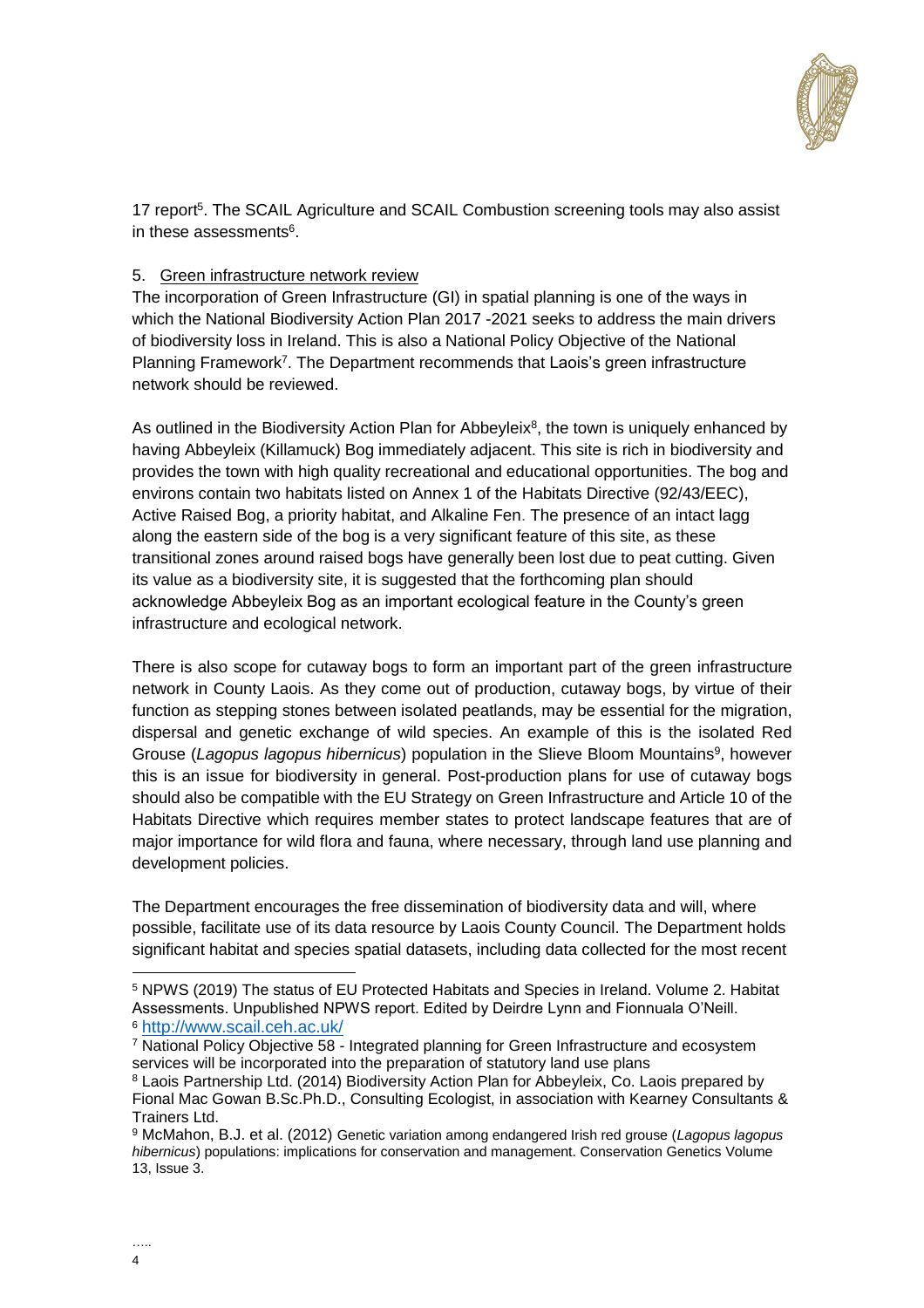17 report[5]. The SCAIL Agriculture and SCAIL Combustion screening tools may also assist in these assessments[6].

5. Green infrastructure network review

The incorporation of Green Infrastructure (GI) in spatial planning is one of the ways in which the National Biodiversity Action Plan 2017 -2021 seeks to address the main drivers of biodiversity loss in Ireland. This is also a National Policy Objective of the National Planning Framework[7]. The Department recommends that Laois's green infrastructure network should be reviewed.

As outlined in the Biodiversity Action Plan for Abbeyleix[8], the town is uniquely enhanced by having Abbeyleix (Killamuck) Bog immediately adjacent. This site is rich in biodiversity and provides the town with high quality recreational and educational opportunities. The bog and environs contain two habitats listed on Annex 1 of the Habitats Directive (92/43/EEC), Active Raised Bog, a priority habitat, and Alkaline Fen. The presence of an intact lagg along the eastern side of the bog is a very significant feature of this site, as these transitional zones around raised bogs have generally been lost due to peat cutting. Given its value as a biodiversity site, it is suggested that the forthcoming plan should acknowledge Abbeyleix Bog as an important ecological feature in the County's green infrastructure and ecological network.

There is also scope for cutaway bogs to form an important part of the green infrastructure network in County Laois. As they come out of production, cutaway bogs, by virtue of their function as stepping stones between isolated peatlands, may be essential for the migration, dispersal and genetic exchange of wild species. An example of this is the isolated Red Grouse (*Lagopus lagopus hibernicus*) population in the Slieve Bloom Mountains[9], however this is an issue for biodiversity in general. Post-production plans for use of cutaway bogs should also be compatible with the EU Strategy on Green Infrastructure and Article 10 of the Habitats Directive which requires member states to protect landscape features that are of major importance for wild flora and fauna, where necessary, through land use planning and development policies.

The Department encourages the free dissemination of biodiversity data and will, where possible, facilitate use of its data resource by Laois County Council. The Department holds significant habitat and species spatial datasets, including data collected for the most recent

---

[5] NPWS (2019) The status of EU Protected Habitats and Species in Ireland. Volume 2. Habitat Assessments. Unpublished NPWS report. Edited by Deirdre Lynn and Fionnuala O'Neill.

[6] http://www.scail.ceh.ac.uk/

[7] National Policy Objective 58 - Integrated planning for Green Infrastructure and ecosystem services will be incorporated into the preparation of statutory land use plans

[8] Laois Partnership Ltd. (2014) Biodiversity Action Plan for Abbeyleix, Co. Laois prepared by Fional Mac Gowan B.Sc.Ph.D., Consulting Ecologist, in association with Kearney Consultants & Trainers Ltd.

[9] McMahon, B.J. et al. (2012) Genetic variation among endangered Irish red grouse (*Lagopus lagopus hibernicus*) populations: implications for conservation and management. Conservation Genetics Volume 13, Issue 3.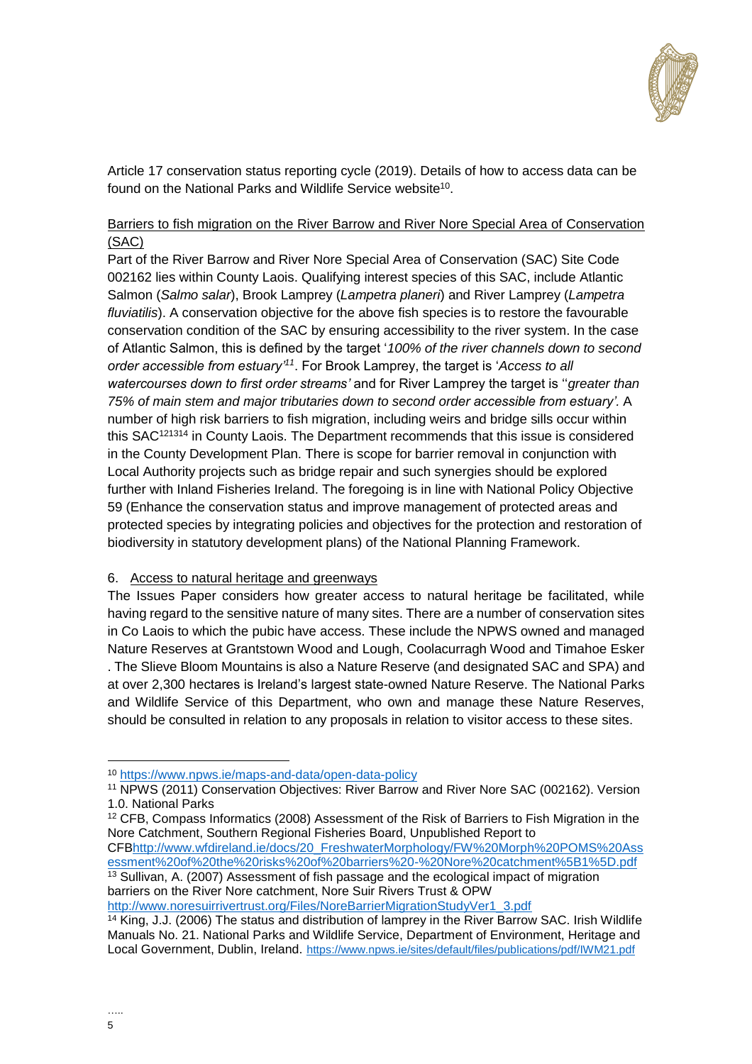Article 17 conservation status reporting cycle (2019). Details of how to access data can be found on the National Parks and Wildlife Service website[10].

Barriers to fish migration on the River Barrow and River Nore Special Area of Conservation (SAC)

Part of the River Barrow and River Nore Special Area of Conservation (SAC) Site Code 002162 lies within County Laois. Qualifying interest species of this SAC, include Atlantic Salmon (*Salmo salar*), Brook Lamprey (*Lampetra planeri*) and River Lamprey (*Lampetra fluviatilis*). A conservation objective for the above fish species is to restore the favourable conservation condition of the SAC by ensuring accessibility to the river system. In the case of Atlantic Salmon, this is defined by the target '*100% of the river channels down to second order accessible from estuary*'[11]. For Brook Lamprey, the target is '*Access to all watercourses down to first order streams'* and for River Lamprey the target is ''*greater than 75% of main stem and major tributaries down to second order accessible from estuary'.* A number of high risk barriers to fish migration, including weirs and bridge sills occur within this SAC[12][13][14] in County Laois. The Department recommends that this issue is considered in the County Development Plan. There is scope for barrier removal in conjunction with Local Authority projects such as bridge repair and such synergies should be explored further with Inland Fisheries Ireland. The foregoing is in line with National Policy Objective 59 (Enhance the conservation status and improve management of protected areas and protected species by integrating policies and objectives for the protection and restoration of biodiversity in statutory development plans) of the National Planning Framework.

6. Access to natural heritage and greenways

The Issues Paper considers how greater access to natural heritage be facilitated, while having regard to the sensitive nature of many sites. There are a number of conservation sites in Co Laois to which the pubic have access. These include the NPWS owned and managed Nature Reserves at Grantstown Wood and Lough, Coolacurragh Wood and Timahoe Esker . The Slieve Bloom Mountains is also a Nature Reserve (and designated SAC and SPA) and at over 2,300 hectares is Ireland's largest state-owned Nature Reserve. The National Parks and Wildlife Service of this Department, who own and manage these Nature Reserves, should be consulted in relation to any proposals in relation to visitor access to these sites.

---

[10] https://www.npws.ie/maps-and-data/open-data-policy

[11] NPWS (2011) Conservation Objectives: River Barrow and River Nore SAC (002162). Version 1.0. National Parks

[12] CFB, Compass Informatics (2008) Assessment of the Risk of Barriers to Fish Migration in the Nore Catchment, Southern Regional Fisheries Board, Unpublished Report to CFBhttp://www.wfdireland.ie/docs/20_FreshwaterMorphology/FW%20Morph%20POMS%20Assessment%20of%20the%20risks%20of%20barriers%20-%20Nore%20catchment%5B1%5D.pdf

[13] Sullivan, A. (2007) Assessment of fish passage and the ecological impact of migration barriers on the River Nore catchment, Nore Suir Rivers Trust & OPW http://www.noresuirrivertrust.org/Files/NoreBarrierMigrationStudyVer1_3.pdf

[14] King, J.J. (2006) The status and distribution of lamprey in the River Barrow SAC. Irish Wildlife Manuals No. 21. National Parks and Wildlife Service, Department of Environment, Heritage and Local Government, Dublin, Ireland. https://www.npws.ie/sites/default/files/publications/pdf/IWM21.pdf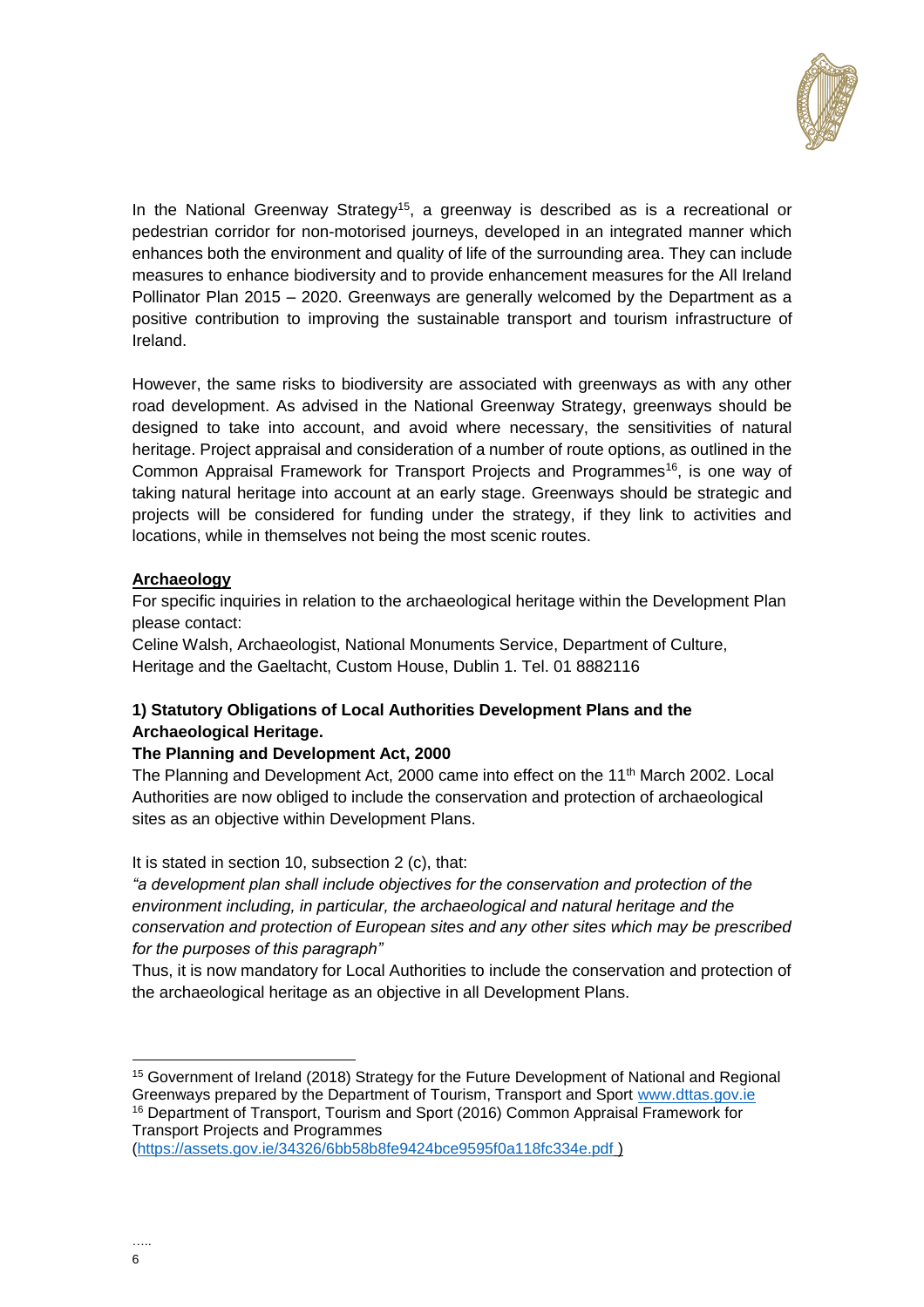In the National Greenway Strategy[15], a greenway is described as is a recreational or pedestrian corridor for non-motorised journeys, developed in an integrated manner which enhances both the environment and quality of life of the surrounding area. They can include measures to enhance biodiversity and to provide enhancement measures for the All Ireland Pollinator Plan 2015 – 2020. Greenways are generally welcomed by the Department as a positive contribution to improving the sustainable transport and tourism infrastructure of Ireland.

However, the same risks to biodiversity are associated with greenways as with any other road development. As advised in the National Greenway Strategy, greenways should be designed to take into account, and avoid where necessary, the sensitivities of natural heritage. Project appraisal and consideration of a number of route options, as outlined in the Common Appraisal Framework for Transport Projects and Programmes[16], is one way of taking natural heritage into account at an early stage. Greenways should be strategic and projects will be considered for funding under the strategy, if they link to activities and locations, while in themselves not being the most scenic routes.

## Archaeology

For specific inquiries in relation to the archaeological heritage within the Development Plan please contact:

Celine Walsh, Archaeologist, National Monuments Service, Department of Culture, Heritage and the Gaeltacht, Custom House, Dublin 1. Tel. 01 8882116

### 1) Statutory Obligations of Local Authorities Development Plans and the Archaeological Heritage.

**The Planning and Development Act, 2000**

The Planning and Development Act, 2000 came into effect on the 11th March 2002. Local Authorities are now obliged to include the conservation and protection of archaeological sites as an objective within Development Plans.

It is stated in section 10, subsection 2 (c), that:

*"a development plan shall include objectives for the conservation and protection of the environment including, in particular, the archaeological and natural heritage and the conservation and protection of European sites and any other sites which may be prescribed for the purposes of this paragraph"*

Thus, it is now mandatory for Local Authorities to include the conservation and protection of the archaeological heritage as an objective in all Development Plans.

---

[15] Government of Ireland (2018) Strategy for the Future Development of National and Regional Greenways prepared by the Department of Tourism, Transport and Sport www.dttas.gov.ie

[16] Department of Transport, Tourism and Sport (2016) Common Appraisal Framework for Transport Projects and Programmes (https://assets.gov.ie/34326/6bb58b8fe9424bce9595f0a118fc334e.pdf )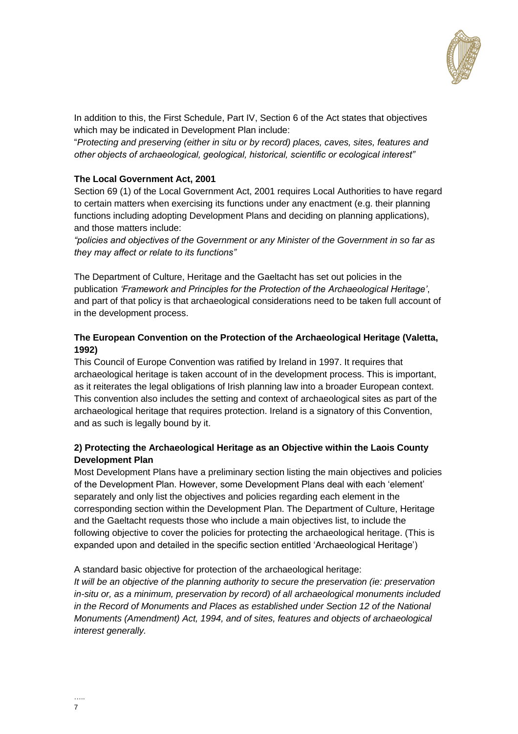In addition to this, the First Schedule, Part IV, Section 6 of the Act states that objectives which may be indicated in Development Plan include:

"*Protecting and preserving (either in situ or by record) places, caves, sites, features and other objects of archaeological, geological, historical, scientific or ecological interest"*

**The Local Government Act, 2001**

Section 69 (1) of the Local Government Act, 2001 requires Local Authorities to have regard to certain matters when exercising its functions under any enactment (e.g. their planning functions including adopting Development Plans and deciding on planning applications), and those matters include:

*"policies and objectives of the Government or any Minister of the Government in so far as they may affect or relate to its functions"*

The Department of Culture, Heritage and the Gaeltacht has set out policies in the publication *'Framework and Principles for the Protection of the Archaeological Heritage'*, and part of that policy is that archaeological considerations need to be taken full account of in the development process.

**The European Convention on the Protection of the Archaeological Heritage (Valetta, 1992)**

This Council of Europe Convention was ratified by Ireland in 1997. It requires that archaeological heritage is taken account of in the development process. This is important, as it reiterates the legal obligations of Irish planning law into a broader European context. This convention also includes the setting and context of archaeological sites as part of the archaeological heritage that requires protection. Ireland is a signatory of this Convention, and as such is legally bound by it.

**2) Protecting the Archaeological Heritage as an Objective within the Laois County Development Plan**

Most Development Plans have a preliminary section listing the main objectives and policies of the Development Plan. However, some Development Plans deal with each 'element' separately and only list the objectives and policies regarding each element in the corresponding section within the Development Plan. The Department of Culture, Heritage and the Gaeltacht requests those who include a main objectives list, to include the following objective to cover the policies for protecting the archaeological heritage. (This is expanded upon and detailed in the specific section entitled 'Archaeological Heritage')

A standard basic objective for protection of the archaeological heritage:

*It will be an objective of the planning authority to secure the preservation (ie: preservation in-situ or, as a minimum, preservation by record) of all archaeological monuments included in the Record of Monuments and Places as established under Section 12 of the National Monuments (Amendment) Act, 1994, and of sites, features and objects of archaeological interest generally.*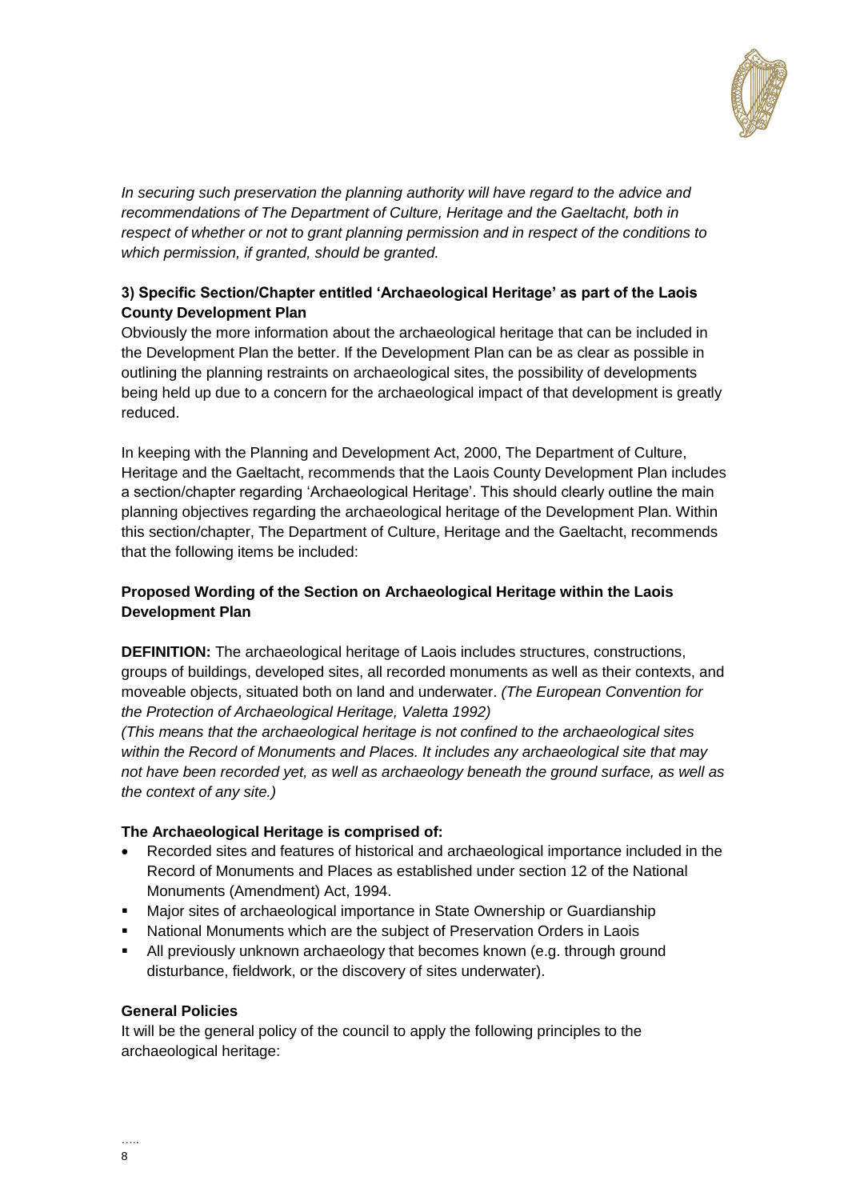*In securing such preservation the planning authority will have regard to the advice and recommendations of The Department of Culture, Heritage and the Gaeltacht, both in respect of whether or not to grant planning permission and in respect of the conditions to which permission, if granted, should be granted.*

### 3) Specific Section/Chapter entitled 'Archaeological Heritage' as part of the Laois County Development Plan

Obviously the more information about the archaeological heritage that can be included in the Development Plan the better. If the Development Plan can be as clear as possible in outlining the planning restraints on archaeological sites, the possibility of developments being held up due to a concern for the archaeological impact of that development is greatly reduced.

In keeping with the Planning and Development Act, 2000, The Department of Culture, Heritage and the Gaeltacht, recommends that the Laois County Development Plan includes a section/chapter regarding 'Archaeological Heritage'. This should clearly outline the main planning objectives regarding the archaeological heritage of the Development Plan. Within this section/chapter, The Department of Culture, Heritage and the Gaeltacht, recommends that the following items be included:

### Proposed Wording of the Section on Archaeological Heritage within the Laois Development Plan

**DEFINITION:** The archaeological heritage of Laois includes structures, constructions, groups of buildings, developed sites, all recorded monuments as well as their contexts, and moveable objects, situated both on land and underwater. *(The European Convention for the Protection of Archaeological Heritage, Valetta 1992)*

*(This means that the archaeological heritage is not confined to the archaeological sites within the Record of Monuments and Places. It includes any archaeological site that may not have been recorded yet, as well as archaeology beneath the ground surface, as well as the context of any site.)*

**The Archaeological Heritage is comprised of:**

- Recorded sites and features of historical and archaeological importance included in the Record of Monuments and Places as established under section 12 of the National Monuments (Amendment) Act, 1994.
- Major sites of archaeological importance in State Ownership or Guardianship
- National Monuments which are the subject of Preservation Orders in Laois
- All previously unknown archaeology that becomes known (e.g. through ground disturbance, fieldwork, or the discovery of sites underwater).

**General Policies**

It will be the general policy of the council to apply the following principles to the archaeological heritage: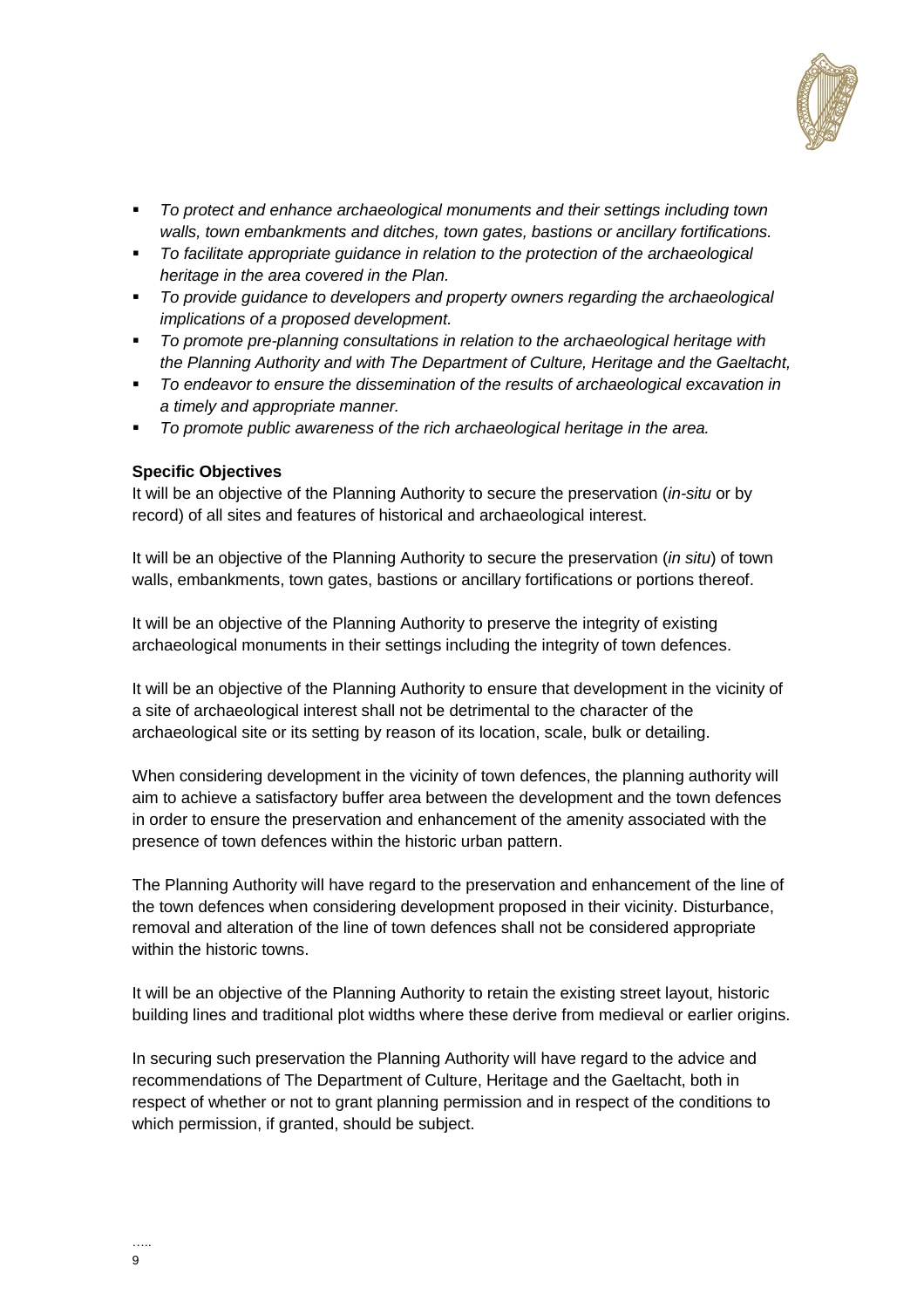- *To protect and enhance archaeological monuments and their settings including town walls, town embankments and ditches, town gates, bastions or ancillary fortifications.*
- *To facilitate appropriate guidance in relation to the protection of the archaeological heritage in the area covered in the Plan.*
- *To provide guidance to developers and property owners regarding the archaeological implications of a proposed development.*
- *To promote pre-planning consultations in relation to the archaeological heritage with the Planning Authority and with The Department of Culture, Heritage and the Gaeltacht,*
- *To endeavor to ensure the dissemination of the results of archaeological excavation in a timely and appropriate manner.*
- *To promote public awareness of the rich archaeological heritage in the area.*

**Specific Objectives**

It will be an objective of the Planning Authority to secure the preservation (*in-situ* or by record) of all sites and features of historical and archaeological interest.

It will be an objective of the Planning Authority to secure the preservation (*in situ*) of town walls, embankments, town gates, bastions or ancillary fortifications or portions thereof.

It will be an objective of the Planning Authority to preserve the integrity of existing archaeological monuments in their settings including the integrity of town defences.

It will be an objective of the Planning Authority to ensure that development in the vicinity of a site of archaeological interest shall not be detrimental to the character of the archaeological site or its setting by reason of its location, scale, bulk or detailing.

When considering development in the vicinity of town defences, the planning authority will aim to achieve a satisfactory buffer area between the development and the town defences in order to ensure the preservation and enhancement of the amenity associated with the presence of town defences within the historic urban pattern.

The Planning Authority will have regard to the preservation and enhancement of the line of the town defences when considering development proposed in their vicinity. Disturbance, removal and alteration of the line of town defences shall not be considered appropriate within the historic towns.

It will be an objective of the Planning Authority to retain the existing street layout, historic building lines and traditional plot widths where these derive from medieval or earlier origins.

In securing such preservation the Planning Authority will have regard to the advice and recommendations of The Department of Culture, Heritage and the Gaeltacht, both in respect of whether or not to grant planning permission and in respect of the conditions to which permission, if granted, should be subject.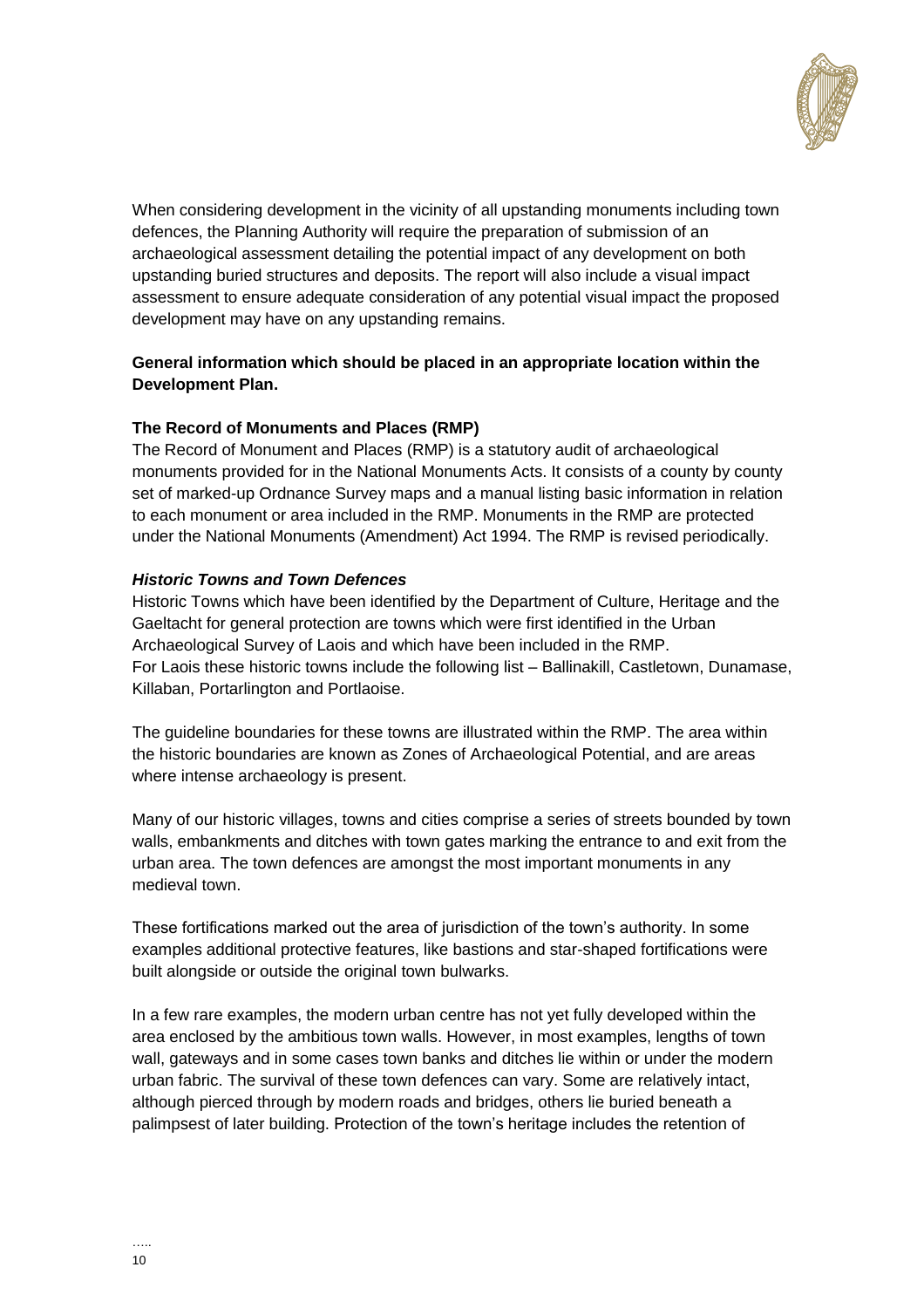When considering development in the vicinity of all upstanding monuments including town defences, the Planning Authority will require the preparation of submission of an archaeological assessment detailing the potential impact of any development on both upstanding buried structures and deposits. The report will also include a visual impact assessment to ensure adequate consideration of any potential visual impact the proposed development may have on any upstanding remains.

**General information which should be placed in an appropriate location within the Development Plan.**

**The Record of Monuments and Places (RMP)**

The Record of Monument and Places (RMP) is a statutory audit of archaeological monuments provided for in the National Monuments Acts. It consists of a county by county set of marked-up Ordnance Survey maps and a manual listing basic information in relation to each monument or area included in the RMP. Monuments in the RMP are protected under the National Monuments (Amendment) Act 1994. The RMP is revised periodically.

***Historic Towns and Town Defences***

Historic Towns which have been identified by the Department of Culture, Heritage and the Gaeltacht for general protection are towns which were first identified in the Urban Archaeological Survey of Laois and which have been included in the RMP.
For Laois these historic towns include the following list – Ballinakill, Castletown, Dunamase, Killaban, Portarlington and Portlaoise.

The guideline boundaries for these towns are illustrated within the RMP. The area within the historic boundaries are known as Zones of Archaeological Potential, and are areas where intense archaeology is present.

Many of our historic villages, towns and cities comprise a series of streets bounded by town walls, embankments and ditches with town gates marking the entrance to and exit from the urban area. The town defences are amongst the most important monuments in any medieval town.

These fortifications marked out the area of jurisdiction of the town's authority. In some examples additional protective features, like bastions and star-shaped fortifications were built alongside or outside the original town bulwarks.

In a few rare examples, the modern urban centre has not yet fully developed within the area enclosed by the ambitious town walls. However, in most examples, lengths of town wall, gateways and in some cases town banks and ditches lie within or under the modern urban fabric. The survival of these town defences can vary. Some are relatively intact, although pierced through by modern roads and bridges, others lie buried beneath a palimpsest of later building. Protection of the town's heritage includes the retention of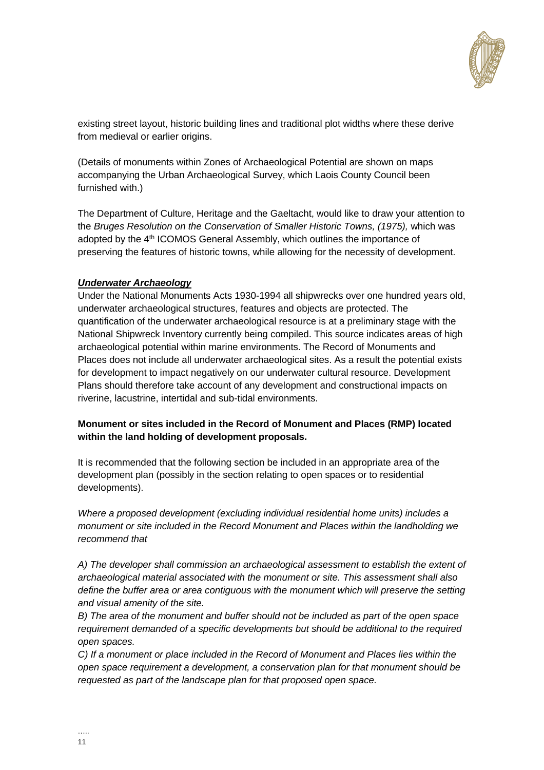existing street layout, historic building lines and traditional plot widths where these derive from medieval or earlier origins.

(Details of monuments within Zones of Archaeological Potential are shown on maps accompanying the Urban Archaeological Survey, which Laois County Council been furnished with.)

The Department of Culture, Heritage and the Gaeltacht, would like to draw your attention to the *Bruges Resolution on the Conservation of Smaller Historic Towns, (1975),* which was adopted by the 4th ICOMOS General Assembly, which outlines the importance of preserving the features of historic towns, while allowing for the necessity of development.

***Underwater Archaeology***

Under the National Monuments Acts 1930-1994 all shipwrecks over one hundred years old, underwater archaeological structures, features and objects are protected. The quantification of the underwater archaeological resource is at a preliminary stage with the National Shipwreck Inventory currently being compiled. This source indicates areas of high archaeological potential within marine environments. The Record of Monuments and Places does not include all underwater archaeological sites. As a result the potential exists for development to impact negatively on our underwater cultural resource. Development Plans should therefore take account of any development and constructional impacts on riverine, lacustrine, intertidal and sub-tidal environments.

**Monument or sites included in the Record of Monument and Places (RMP) located within the land holding of development proposals.**

It is recommended that the following section be included in an appropriate area of the development plan (possibly in the section relating to open spaces or to residential developments).

*Where a proposed development (excluding individual residential home units) includes a monument or site included in the Record Monument and Places within the landholding we recommend that*

*A) The developer shall commission an archaeological assessment to establish the extent of archaeological material associated with the monument or site. This assessment shall also define the buffer area or area contiguous with the monument which will preserve the setting and visual amenity of the site.*

*B) The area of the monument and buffer should not be included as part of the open space requirement demanded of a specific developments but should be additional to the required open spaces.*

*C) If a monument or place included in the Record of Monument and Places lies within the open space requirement a development, a conservation plan for that monument should be requested as part of the landscape plan for that proposed open space.*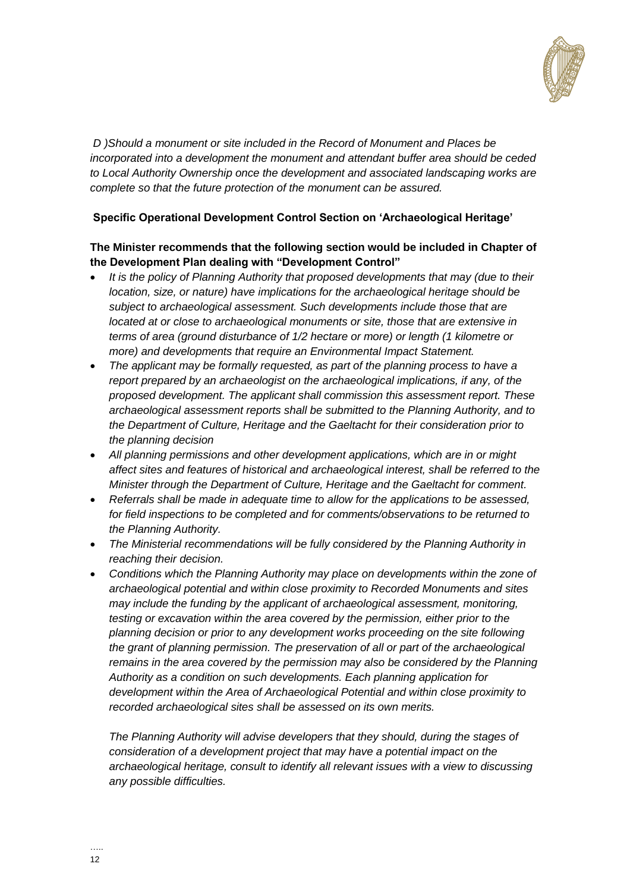*D )Should a monument or site included in the Record of Monument and Places be incorporated into a development the monument and attendant buffer area should be ceded to Local Authority Ownership once the development and associated landscaping works are complete so that the future protection of the monument can be assured.*

**Specific Operational Development Control Section on 'Archaeological Heritage'**

**The Minister recommends that the following section would be included in Chapter of the Development Plan dealing with "Development Control"**

- *It is the policy of Planning Authority that proposed developments that may (due to their location, size, or nature) have implications for the archaeological heritage should be subject to archaeological assessment. Such developments include those that are located at or close to archaeological monuments or site, those that are extensive in terms of area (ground disturbance of 1/2 hectare or more) or length (1 kilometre or more) and developments that require an Environmental Impact Statement.*
- *The applicant may be formally requested, as part of the planning process to have a report prepared by an archaeologist on the archaeological implications, if any, of the proposed development. The applicant shall commission this assessment report. These archaeological assessment reports shall be submitted to the Planning Authority, and to the Department of Culture, Heritage and the Gaeltacht for their consideration prior to the planning decision*
- *All planning permissions and other development applications, which are in or might affect sites and features of historical and archaeological interest, shall be referred to the Minister through the Department of Culture, Heritage and the Gaeltacht for comment.*
- *Referrals shall be made in adequate time to allow for the applications to be assessed, for field inspections to be completed and for comments/observations to be returned to the Planning Authority.*
- *The Ministerial recommendations will be fully considered by the Planning Authority in reaching their decision.*
- *Conditions which the Planning Authority may place on developments within the zone of archaeological potential and within close proximity to Recorded Monuments and sites may include the funding by the applicant of archaeological assessment, monitoring, testing or excavation within the area covered by the permission, either prior to the planning decision or prior to any development works proceeding on the site following the grant of planning permission. The preservation of all or part of the archaeological remains in the area covered by the permission may also be considered by the Planning Authority as a condition on such developments. Each planning application for development within the Area of Archaeological Potential and within close proximity to recorded archaeological sites shall be assessed on its own merits.*

  *The Planning Authority will advise developers that they should, during the stages of consideration of a development project that may have a potential impact on the archaeological heritage, consult to identify all relevant issues with a view to discussing any possible difficulties.*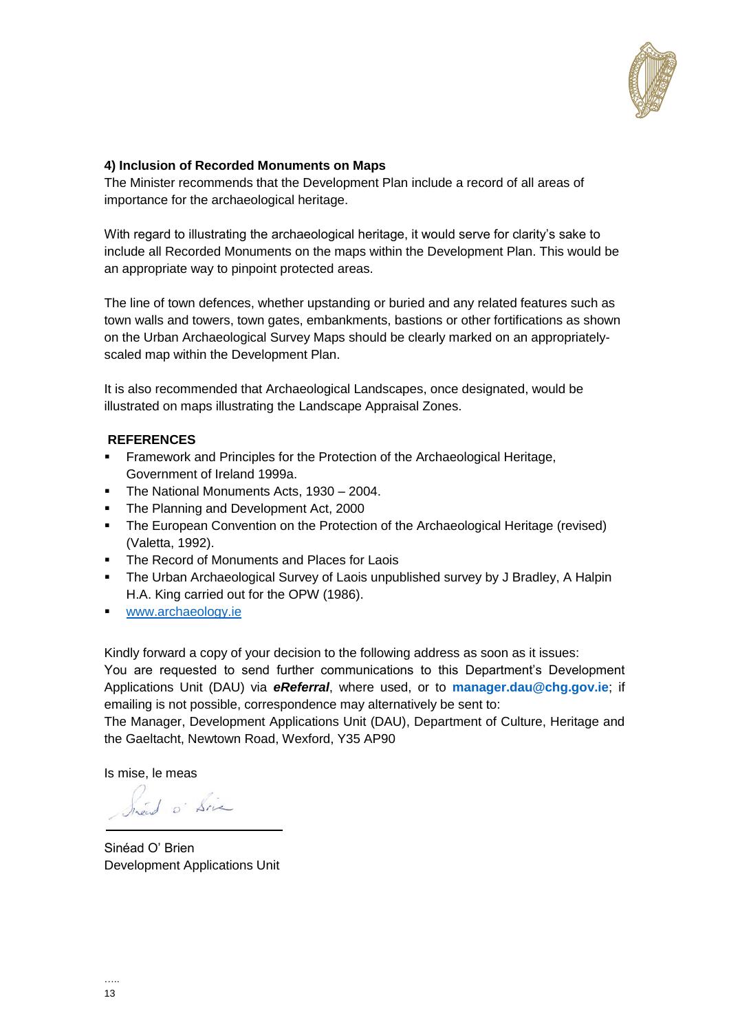### 4) Inclusion of Recorded Monuments on Maps

The Minister recommends that the Development Plan include a record of all areas of importance for the archaeological heritage.

With regard to illustrating the archaeological heritage, it would serve for clarity's sake to include all Recorded Monuments on the maps within the Development Plan. This would be an appropriate way to pinpoint protected areas.

The line of town defences, whether upstanding or buried and any related features such as town walls and towers, town gates, embankments, bastions or other fortifications as shown on the Urban Archaeological Survey Maps should be clearly marked on an appropriately-scaled map within the Development Plan.

It is also recommended that Archaeological Landscapes, once designated, would be illustrated on maps illustrating the Landscape Appraisal Zones.

**REFERENCES**

- Framework and Principles for the Protection of the Archaeological Heritage, Government of Ireland 1999a.
- The National Monuments Acts, 1930 – 2004.
- The Planning and Development Act, 2000
- The European Convention on the Protection of the Archaeological Heritage (revised) (Valetta, 1992).
- The Record of Monuments and Places for Laois
- The Urban Archaeological Survey of Laois unpublished survey by J Bradley, A Halpin H.A. King carried out for the OPW (1986).
- [www.archaeology.ie](http://www.archaeology.ie)

Kindly forward a copy of your decision to the following address as soon as it issues:
You are requested to send further communications to this Department's Development Applications Unit (DAU) via ***eReferral***, where used, or to **manager.dau@chg.gov.ie**; if emailing is not possible, correspondence may alternatively be sent to:
The Manager, Development Applications Unit (DAU), Department of Culture, Heritage and the Gaeltacht, Newtown Road, Wexford, Y35 AP90

Is mise, le meas

Sinéad O' Brien
Development Applications Unit